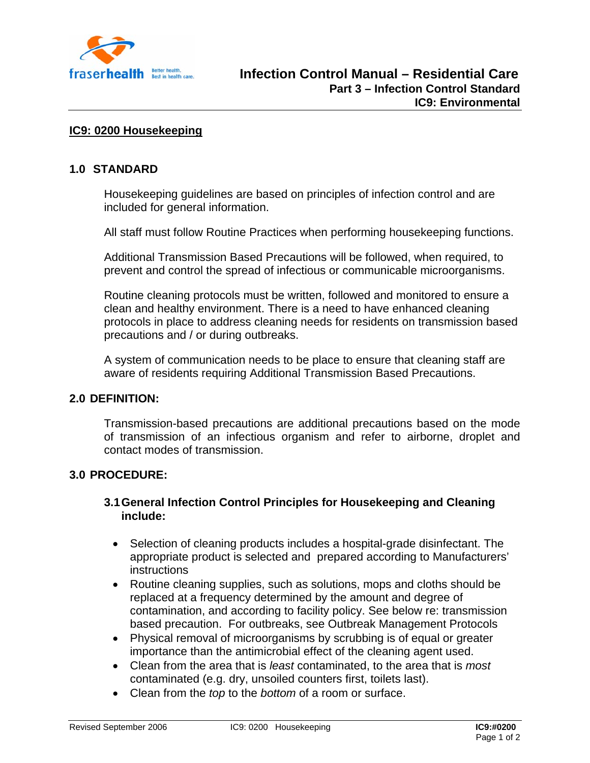# IC9: 0200 Housekeeping

## 1.0 STANDARD

Housekeeping guidelines are based on principles of infection control and are included for general information.

All staff must follow Routine Practices when performing housekeeping functions.

Additional Transmission Based Precautions will be followed, when required, to prevent and control the spread of infectious or communicable microorganisms.

Routine cleaning protocols must be written, followed and monitored to ensure a clean and healthy environment. There is a need to have enhanced cleaning protocols in place to address cleaning needs for residents on transmission based precautions and / or during outbreaks.

A system of communication needs to be place to ensure that cleaning staff are aware of residents requiring Additional Transmission Based Precautions.

## 2.0 DEFINITION:

Transmission-based precautions are additional precautions based on the mode of transmission of an infectious organism and refer to airborne, droplet and contact modes of transmission.

## 3.0 PROCEDURE:

### 3.1 General Infection Control Principles for Housekeeping and Cleaning include:

- Selection of cleaning products includes a hospital-grade disinfectant. The appropriate product is selected and prepared according to Manufacturers' instructions
- Routine cleaning supplies, such as solutions, mops and cloths should be replaced at a frequency determined by the amount and degree of contamination, and according to facility policy. See below re: transmission based precaution. For outbreaks, see Outbreak Management Protocols
- Physical removal of microorganisms by scrubbing is of equal or greater importance than the antimicrobial effect of the cleaning agent used.
- Clean from the area that is *least* contaminated, to the area that is *most* contaminated (e.g. dry, unsoiled counters first, toilets last).
- Clean from the *top* to the *bottom* of a room or surface.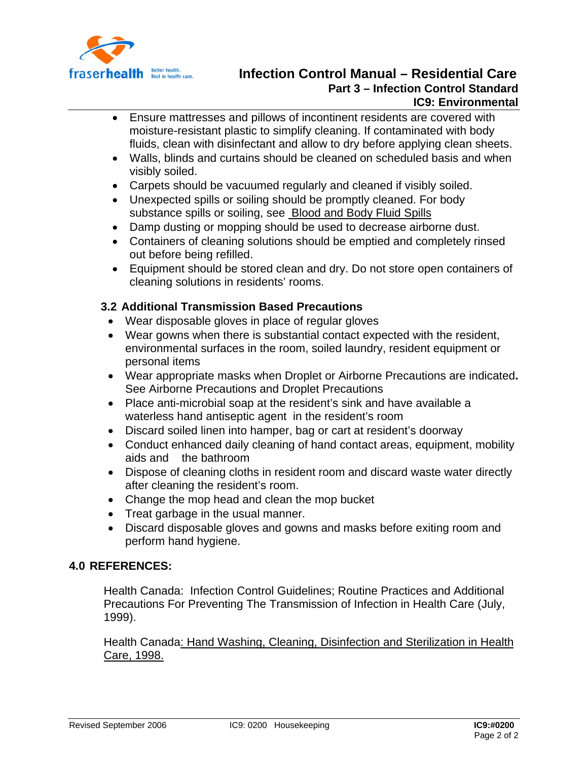- Ensure mattresses and pillows of incontinent residents are covered with moisture-resistant plastic to simplify cleaning. If contaminated with body fluids, clean with disinfectant and allow to dry before applying clean sheets.
- Walls, blinds and curtains should be cleaned on scheduled basis and when visibly soiled.
- Carpets should be vacuumed regularly and cleaned if visibly soiled.
- Unexpected spills or soiling should be promptly cleaned. For body substance spills or soiling, see Blood and Body Fluid Spills
- Damp dusting or mopping should be used to decrease airborne dust.
- Containers of cleaning solutions should be emptied and completely rinsed out before being refilled.
- Equipment should be stored clean and dry. Do not store open containers of cleaning solutions in residents' rooms.

### 3.2 Additional Transmission Based Precautions

- Wear disposable gloves in place of regular gloves
- Wear gowns when there is substantial contact expected with the resident, environmental surfaces in the room, soiled laundry, resident equipment or personal items
- Wear appropriate masks when Droplet or Airborne Precautions are indicated. See Airborne Precautions and Droplet Precautions
- Place anti-microbial soap at the resident's sink and have available a waterless hand antiseptic agent in the resident's room
- Discard soiled linen into hamper, bag or cart at resident's doorway
- Conduct enhanced daily cleaning of hand contact areas, equipment, mobility aids and the bathroom
- Dispose of cleaning cloths in resident room and discard waste water directly after cleaning the resident's room.
- Change the mop head and clean the mop bucket
- Treat garbage in the usual manner.
- Discard disposable gloves and gowns and masks before exiting room and perform hand hygiene.

## 4.0 REFERENCES:

Health Canada: Infection Control Guidelines; Routine Practices and Additional Precautions For Preventing The Transmission of Infection in Health Care (July, 1999).

Health Canada: Hand Washing, Cleaning, Disinfection and Sterilization in Health Care, 1998.